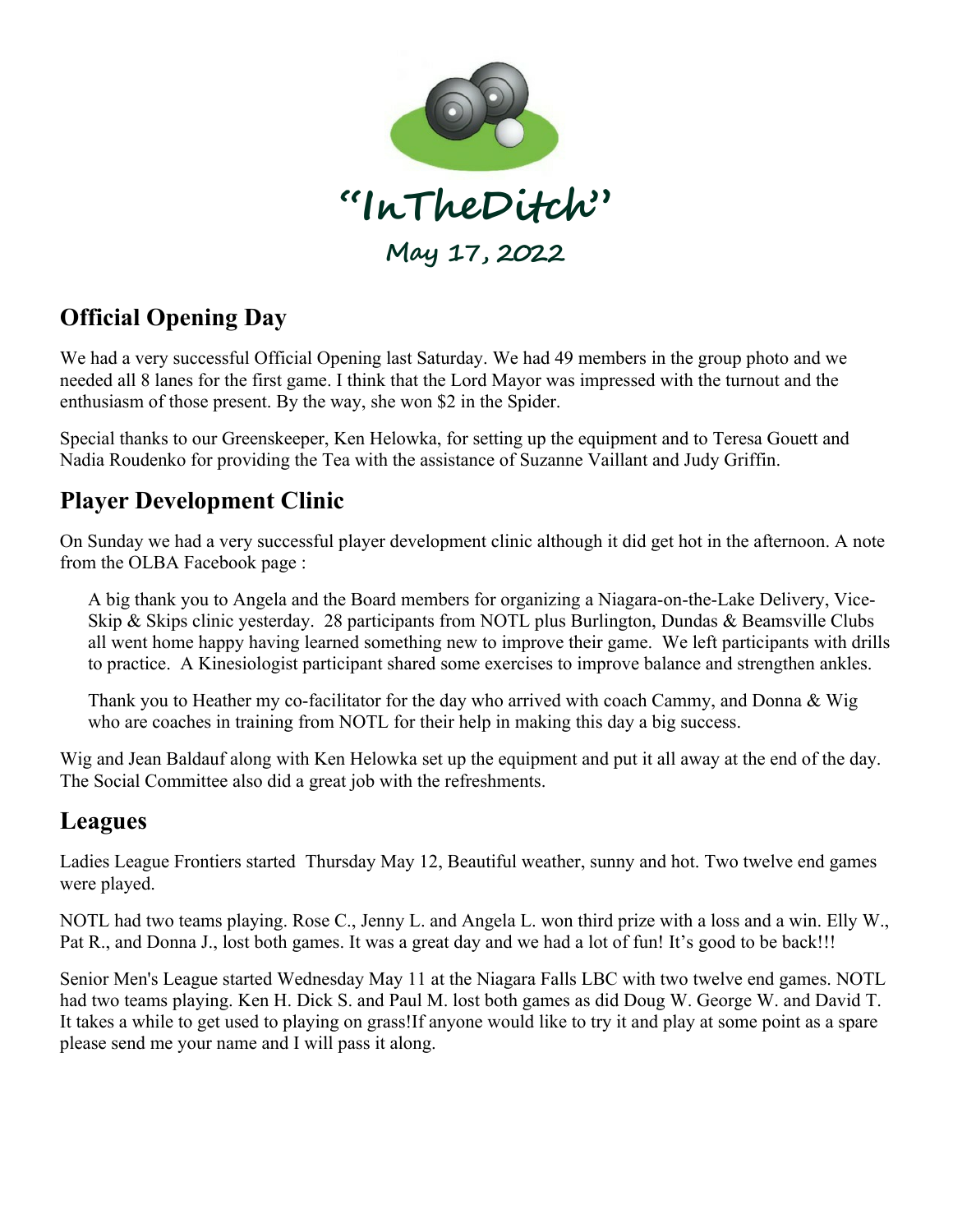# "InTheDitch"

May 17, 2022

## Official Opening Day

We had a very successful Official Opening last Saturday. We had 49 members in the group photo and we needed all 8 lanes for the first game. I think that the Lord Mayor was impressed with the turnout and the enthusiasm of those present. By the way, she won $2 in the Spider.

Special thanks to our Greenskeeper, Ken Helowka, for setting up the equipment and to Teresa Gouett and Nadia Roudenko for providing the Tea with the assistance of Suzanne Vaillant and Judy Griffin.

## Player Development Clinic

On Sunday we had a very successful player development clinic although it did get hot in the afternoon. A note from the OLBA Facebook page :

> A big thank you to Angela and the Board members for organizing a Niagara-on-the-Lake Delivery, Vice-Skip & Skips clinic yesterday. 28 participants from NOTL plus Burlington, Dundas & Beamsville Clubs all went home happy having learned something new to improve their game. We left participants with drills to practice. A Kinesiologist participant shared some exercises to improve balance and strengthen ankles.
>
> Thank you to Heather my co-facilitator for the day who arrived with coach Cammy, and Donna & Wig who are coaches in training from NOTL for their help in making this day a big success.

Wig and Jean Baldauf along with Ken Helowka set up the equipment and put it all away at the end of the day. The Social Committee also did a great job with the refreshments.

## Leagues

Ladies League Frontiers started Thursday May 12, Beautiful weather, sunny and hot. Two twelve end games were played.

NOTL had two teams playing. Rose C., Jenny L. and Angela L. won third prize with a loss and a win. Elly W., Pat R., and Donna J., lost both games. It was a great day and we had a lot of fun! It's good to be back!!!

Senior Men's League started Wednesday May 11 at the Niagara Falls LBC with two twelve end games. NOTL had two teams playing. Ken H. Dick S. and Paul M. lost both games as did Doug W. George W. and David T. It takes a while to get used to playing on grass!If anyone would like to try it and play at some point as a spare please send me your name and I will pass it along.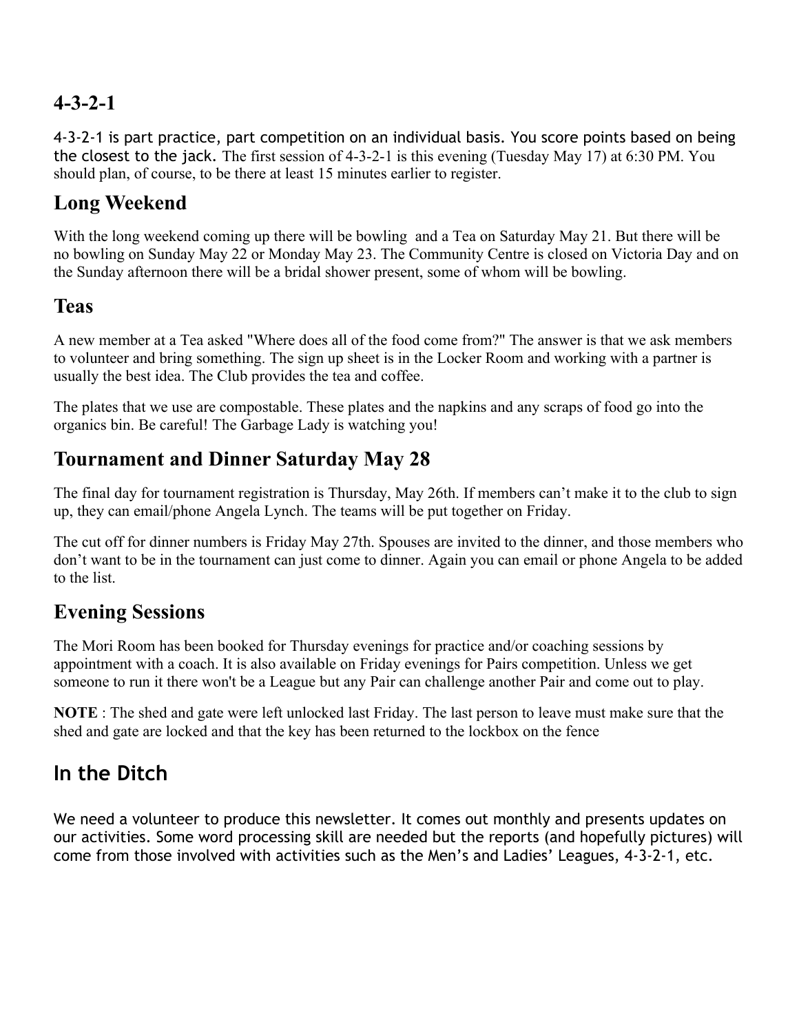## 4-3-2-1

4-3-2-1 is part practice, part competition on an individual basis. You score points based on being the closest to the jack. The first session of 4-3-2-1 is this evening (Tuesday May 17) at 6:30 PM. You should plan, of course, to be there at least 15 minutes earlier to register.

## Long Weekend

With the long weekend coming up there will be bowling and a Tea on Saturday May 21. But there will be no bowling on Sunday May 22 or Monday May 23. The Community Centre is closed on Victoria Day and on the Sunday afternoon there will be a bridal shower present, some of whom will be bowling.

## Teas

A new member at a Tea asked "Where does all of the food come from?" The answer is that we ask members to volunteer and bring something. The sign up sheet is in the Locker Room and working with a partner is usually the best idea. The Club provides the tea and coffee.

The plates that we use are compostable. These plates and the napkins and any scraps of food go into the organics bin. Be careful! The Garbage Lady is watching you!

## Tournament and Dinner Saturday May 28

The final day for tournament registration is Thursday, May 26th. If members can't make it to the club to sign up, they can email/phone Angela Lynch. The teams will be put together on Friday.

The cut off for dinner numbers is Friday May 27th. Spouses are invited to the dinner, and those members who don't want to be in the tournament can just come to dinner. Again you can email or phone Angela to be added to the list.

## Evening Sessions

The Mori Room has been booked for Thursday evenings for practice and/or coaching sessions by appointment with a coach. It is also available on Friday evenings for Pairs competition. Unless we get someone to run it there won't be a League but any Pair can challenge another Pair and come out to play.

**NOTE** : The shed and gate were left unlocked last Friday. The last person to leave must make sure that the shed and gate are locked and that the key has been returned to the lockbox on the fence

## In the Ditch

We need a volunteer to produce this newsletter. It comes out monthly and presents updates on our activities. Some word processing skill are needed but the reports (and hopefully pictures) will come from those involved with activities such as the Men's and Ladies' Leagues, 4-3-2-1, etc.